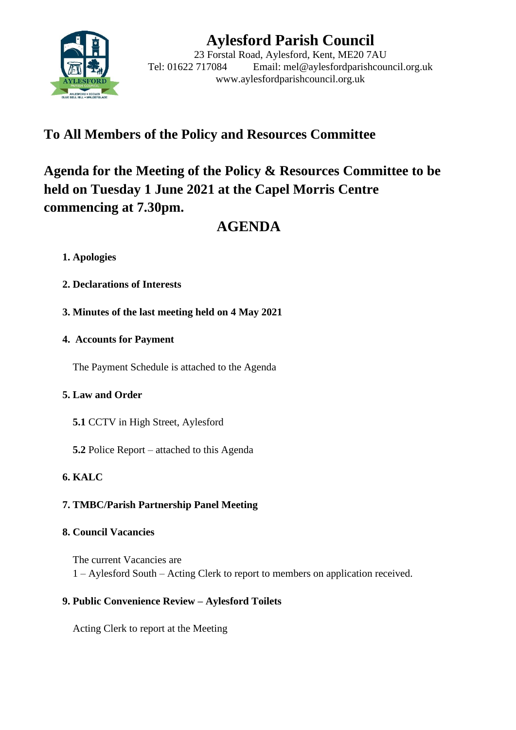# Aylesford Parish Council

23 Forstal Road, Aylesford, Kent, ME20 7AU
Tel: 01622 717084  Email: mel@aylesfordparishcouncil.org.uk
www.aylesfordparishcouncil.org.uk

## To All Members of the Policy and Resources Committee

## Agenda for the Meeting of the Policy & Resources Committee to be held on Tuesday 1 June 2021 at the Capel Morris Centre commencing at 7.30pm.

## AGENDA

**1. Apologies**

**2. Declarations of Interests**

**3. Minutes of the last meeting held on 4 May 2021**

**4. Accounts for Payment**

The Payment Schedule is attached to the Agenda

**5. Law and Order**

**5.1** CCTV in High Street, Aylesford

**5.2** Police Report – attached to this Agenda

**6. KALC**

**7. TMBC/Parish Partnership Panel Meeting**

**8. Council Vacancies**

The current Vacancies are
1 – Aylesford South – Acting Clerk to report to members on application received.

**9. Public Convenience Review – Aylesford Toilets**

Acting Clerk to report at the Meeting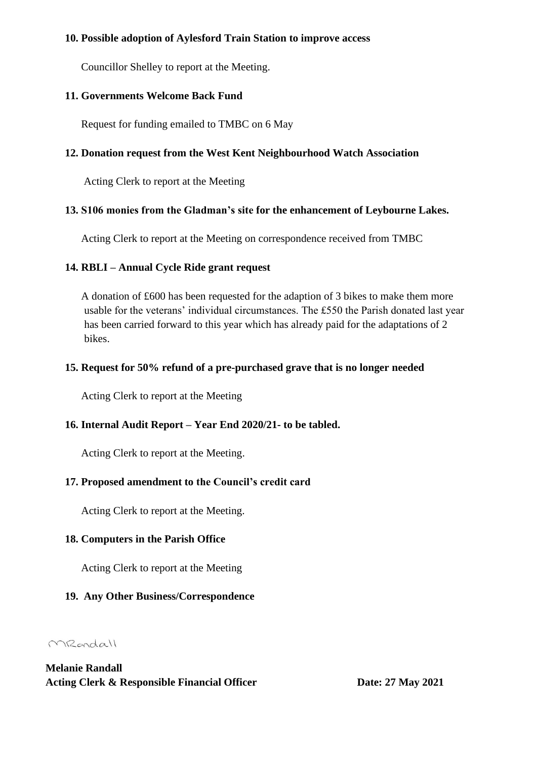**10. Possible adoption of Aylesford Train Station to improve access**

Councillor Shelley to report at the Meeting.

**11. Governments Welcome Back Fund**

Request for funding emailed to TMBC on 6 May

**12. Donation request from the West Kent Neighbourhood Watch Association**

Acting Clerk to report at the Meeting

**13. S106 monies from the Gladman's site for the enhancement of Leybourne Lakes.**

Acting Clerk to report at the Meeting on correspondence received from TMBC

**14. RBLI – Annual Cycle Ride grant request**

A donation of £600 has been requested for the adaption of 3 bikes to make them more usable for the veterans' individual circumstances. The £550 the Parish donated last year has been carried forward to this year which has already paid for the adaptations of 2 bikes.

**15. Request for 50% refund of a pre-purchased grave that is no longer needed**

Acting Clerk to report at the Meeting

**16. Internal Audit Report – Year End 2020/21- to be tabled.**

Acting Clerk to report at the Meeting.

**17. Proposed amendment to the Council's credit card**

Acting Clerk to report at the Meeting.

**18. Computers in the Parish Office**

Acting Clerk to report at the Meeting

**19. Any Other Business/Correspondence**

MRandall

**Melanie Randall**
**Acting Clerk & Responsible Financial Officer** **Date: 27 May 2021**